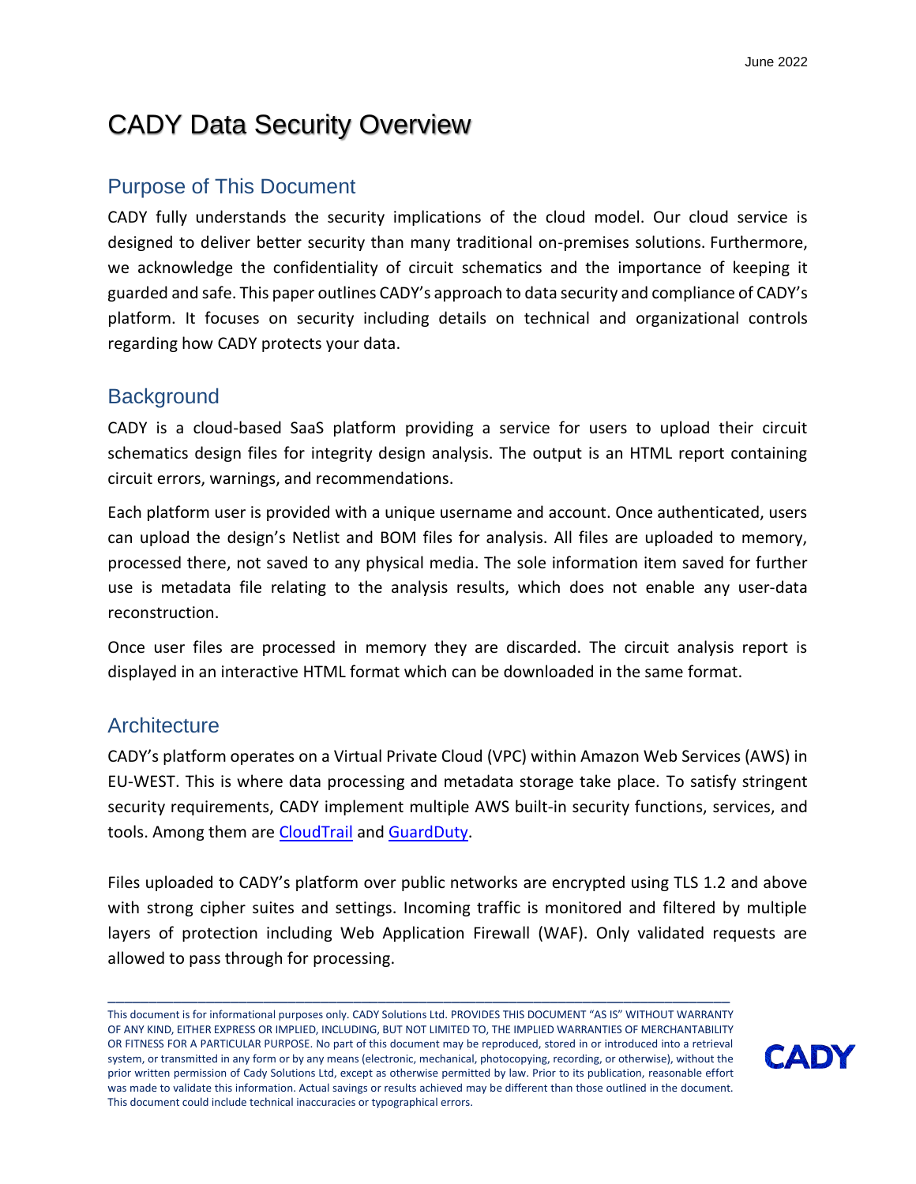June 2022

# CADY Data Security Overview

## Purpose of This Document

CADY fully understands the security implications of the cloud model. Our cloud service is designed to deliver better security than many traditional on-premises solutions. Furthermore, we acknowledge the confidentiality of circuit schematics and the importance of keeping it guarded and safe. This paper outlines CADY's approach to data security and compliance of CADY's platform. It focuses on security including details on technical and organizational controls regarding how CADY protects your data.

## Background

CADY is a cloud-based SaaS platform providing a service for users to upload their circuit schematics design files for integrity design analysis. The output is an HTML report containing circuit errors, warnings, and recommendations.

Each platform user is provided with a unique username and account. Once authenticated, users can upload the design's Netlist and BOM files for analysis. All files are uploaded to memory, processed there, not saved to any physical media. The sole information item saved for further use is metadata file relating to the analysis results, which does not enable any user-data reconstruction.

Once user files are processed in memory they are discarded. The circuit analysis report is displayed in an interactive HTML format which can be downloaded in the same format.

## Architecture

CADY's platform operates on a Virtual Private Cloud (VPC) within Amazon Web Services (AWS) in EU-WEST. This is where data processing and metadata storage take place. To satisfy stringent security requirements, CADY implement multiple AWS built-in security functions, services, and tools. Among them are CloudTrail and GuardDuty.

Files uploaded to CADY's platform over public networks are encrypted using TLS 1.2 and above with strong cipher suites and settings. Incoming traffic is monitored and filtered by multiple layers of protection including Web Application Firewall (WAF). Only validated requests are allowed to pass through for processing.

---

This document is for informational purposes only. CADY Solutions Ltd. PROVIDES THIS DOCUMENT "AS IS" WITHOUT WARRANTY OF ANY KIND, EITHER EXPRESS OR IMPLIED, INCLUDING, BUT NOT LIMITED TO, THE IMPLIED WARRANTIES OF MERCHANTABILITY OR FITNESS FOR A PARTICULAR PURPOSE. No part of this document may be reproduced, stored in or introduced into a retrieval system, or transmitted in any form or by any means (electronic, mechanical, photocopying, recording, or otherwise), without the prior written permission of Cady Solutions Ltd, except as otherwise permitted by law. Prior to its publication, reasonable effort was made to validate this information. Actual savings or results achieved may be different than those outlined in the document. This document could include technical inaccuracies or typographical errors.

CADY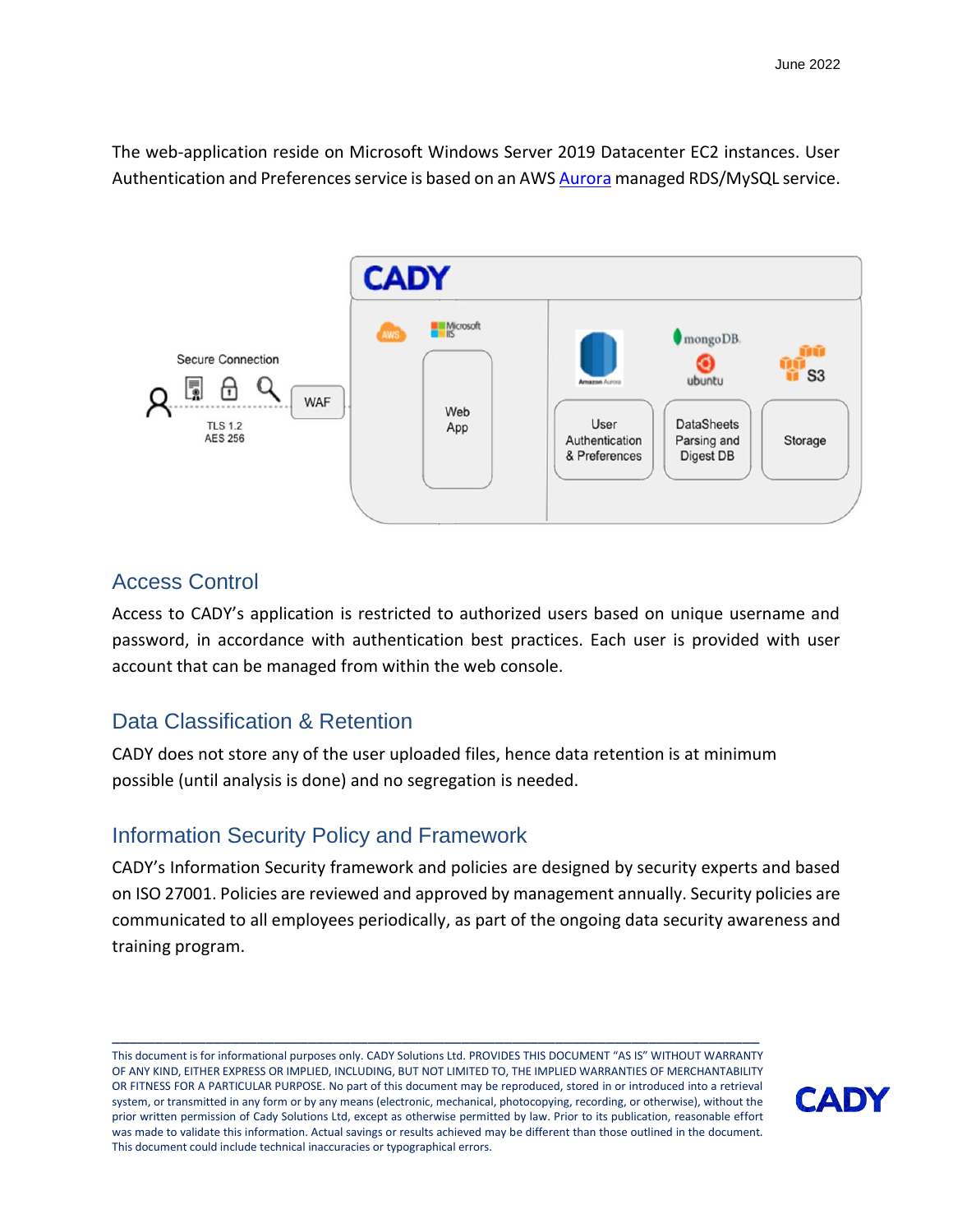The web-application reside on Microsoft Windows Server 2019 Datacenter EC2 instances. User Authentication and Preferences service is based on an AWS Aurora managed RDS/MySQL service.

## Access Control

Access to CADY's application is restricted to authorized users based on unique username and password, in accordance with authentication best practices. Each user is provided with user account that can be managed from within the web console.

## Data Classification & Retention

CADY does not store any of the user uploaded files, hence data retention is at minimum possible (until analysis is done) and no segregation is needed.

## Information Security Policy and Framework

CADY's Information Security framework and policies are designed by security experts and based on ISO 27001. Policies are reviewed and approved by management annually. Security policies are communicated to all employees periodically, as part of the ongoing data security awareness and training program.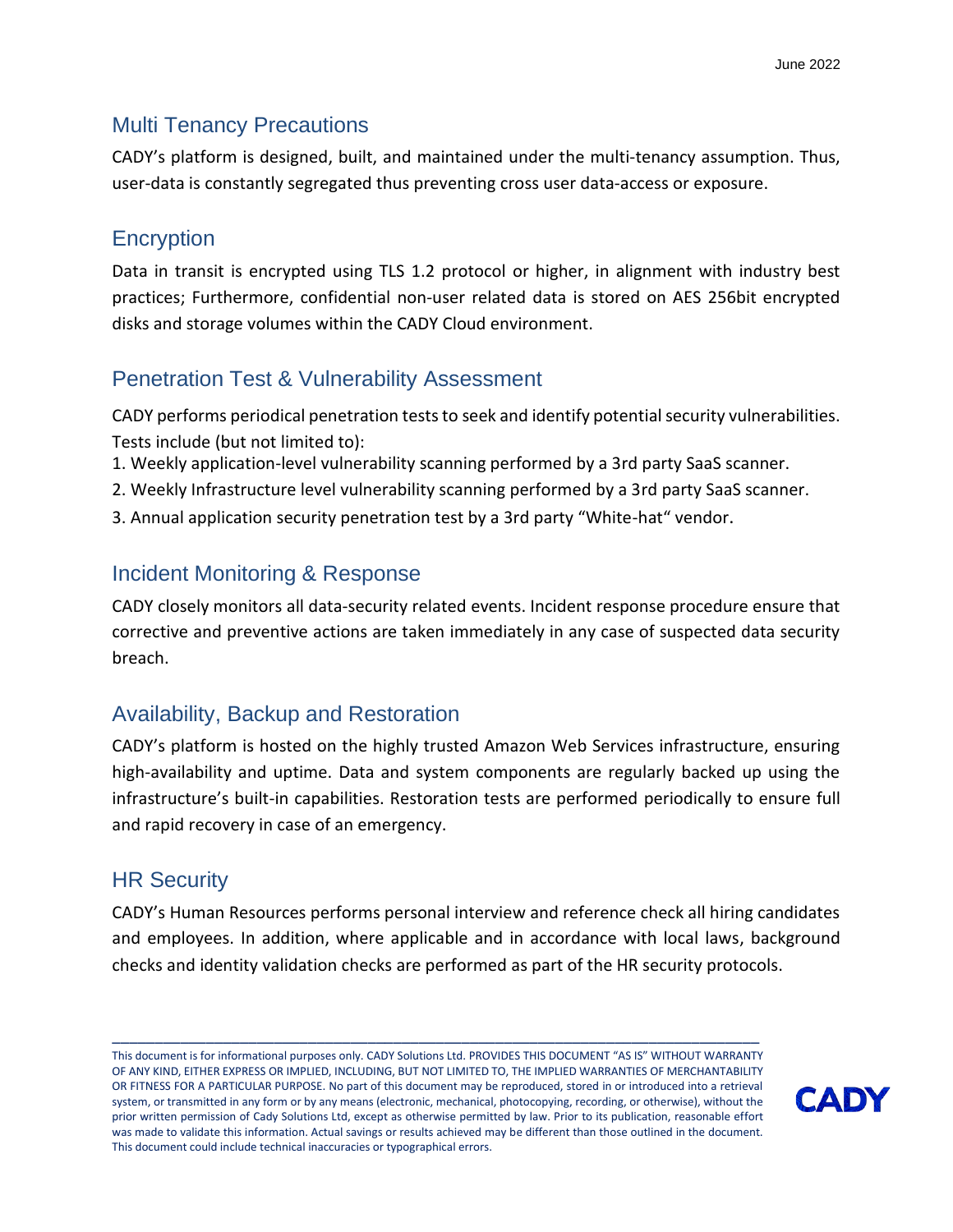## Multi Tenancy Precautions

CADY's platform is designed, built, and maintained under the multi-tenancy assumption. Thus, user-data is constantly segregated thus preventing cross user data-access or exposure.

## Encryption

Data in transit is encrypted using TLS 1.2 protocol or higher, in alignment with industry best practices; Furthermore, confidential non-user related data is stored on AES 256bit encrypted disks and storage volumes within the CADY Cloud environment.

## Penetration Test & Vulnerability Assessment

CADY performs periodical penetration tests to seek and identify potential security vulnerabilities. Tests include (but not limited to):

1. Weekly application-level vulnerability scanning performed by a 3rd party SaaS scanner.
2. Weekly Infrastructure level vulnerability scanning performed by a 3rd party SaaS scanner.
3. Annual application security penetration test by a 3rd party "White-hat" vendor.

## Incident Monitoring & Response

CADY closely monitors all data-security related events. Incident response procedure ensure that corrective and preventive actions are taken immediately in any case of suspected data security breach.

## Availability, Backup and Restoration

CADY's platform is hosted on the highly trusted Amazon Web Services infrastructure, ensuring high-availability and uptime. Data and system components are regularly backed up using the infrastructure's built-in capabilities. Restoration tests are performed periodically to ensure full and rapid recovery in case of an emergency.

## HR Security

CADY's Human Resources performs personal interview and reference check all hiring candidates and employees. In addition, where applicable and in accordance with local laws, background checks and identity validation checks are performed as part of the HR security protocols.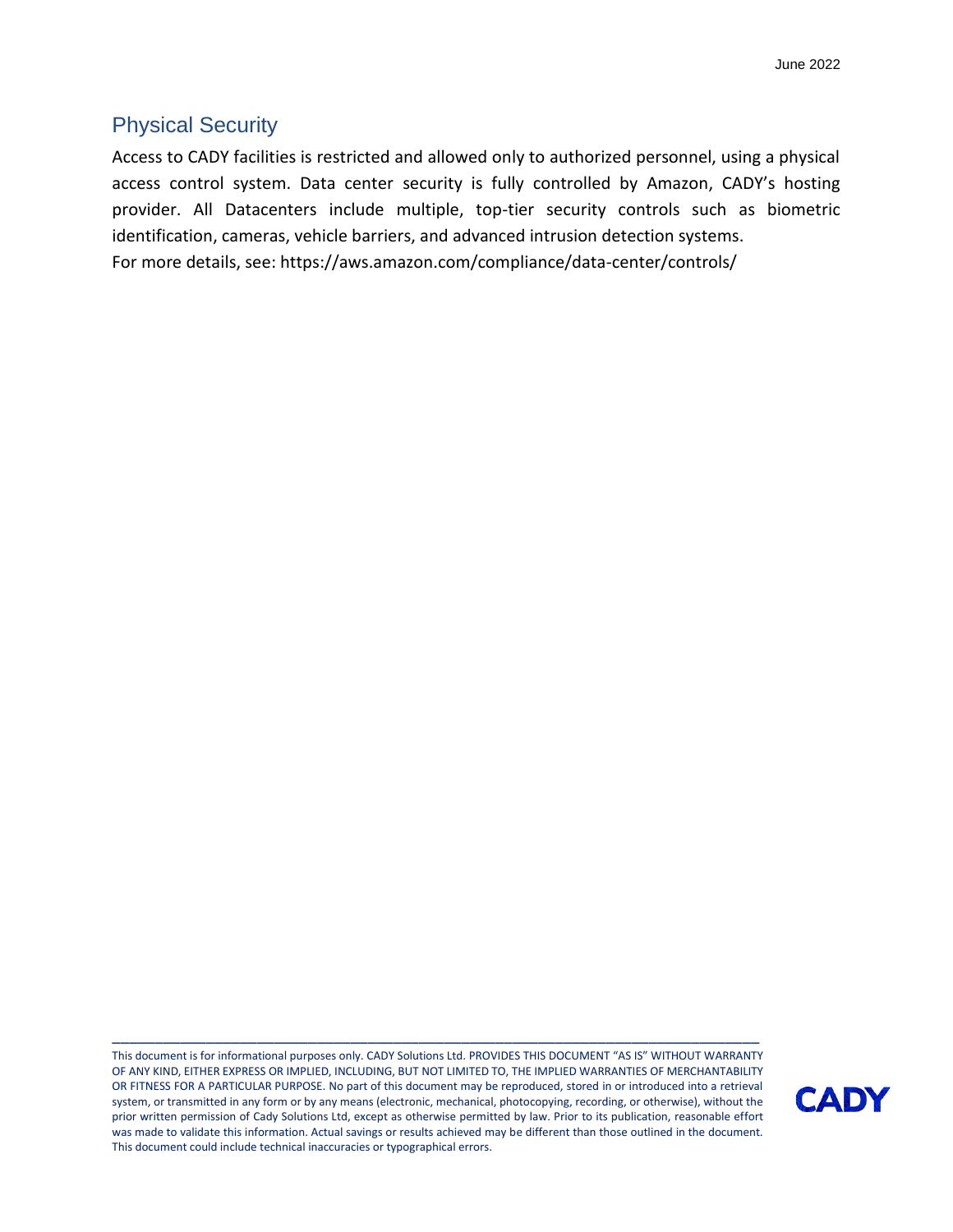## Physical Security

Access to CADY facilities is restricted and allowed only to authorized personnel, using a physical access control system. Data center security is fully controlled by Amazon, CADY's hosting provider. All Datacenters include multiple, top-tier security controls such as biometric identification, cameras, vehicle barriers, and advanced intrusion detection systems.
For more details, see: https://aws.amazon.com/compliance/data-center/controls/